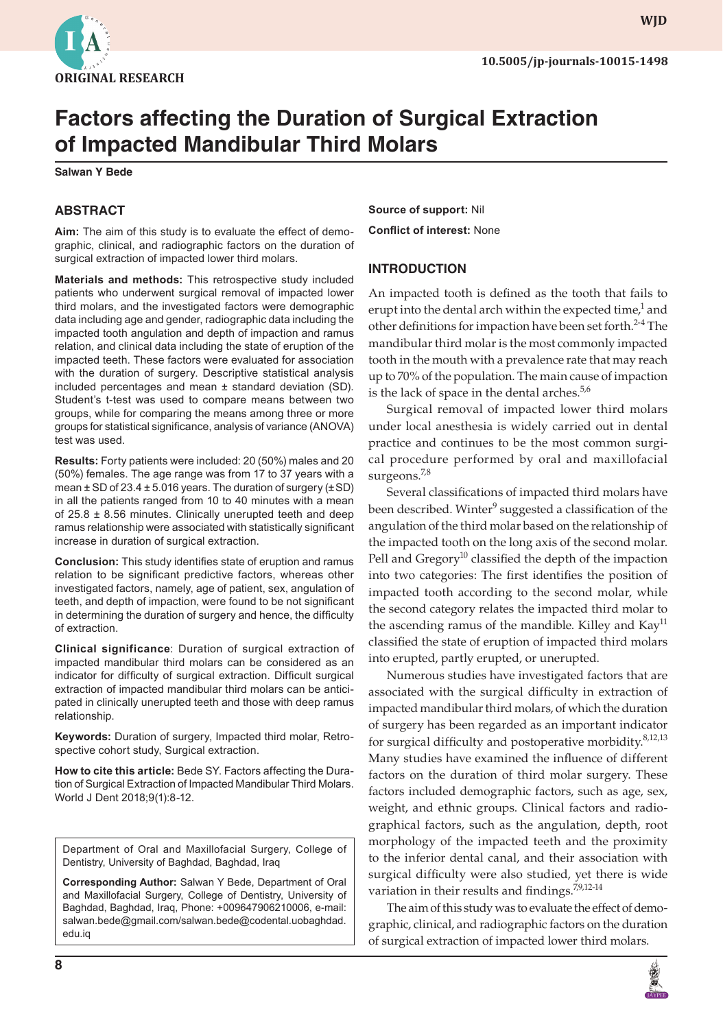ORIGINAL RESEARCH

10.5005/jp-journals-10015-1498

# Factors affecting the Duration of Surgical Extraction of Impacted Mandibular Third Molars

**Salwan Y Bede**

## ABSTRACT

**Aim:** The aim of this study is to evaluate the effect of demographic, clinical, and radiographic factors on the duration of surgical extraction of impacted lower third molars.

**Materials and methods:** This retrospective study included patients who underwent surgical removal of impacted lower third molars, and the investigated factors were demographic data including age and gender, radiographic data including the impacted tooth angulation and depth of impaction and ramus relation, and clinical data including the state of eruption of the impacted teeth. These factors were evaluated for association with the duration of surgery. Descriptive statistical analysis included percentages and mean ± standard deviation (SD). Student's t-test was used to compare means between two groups, while for comparing the means among three or more groups for statistical significance, analysis of variance (ANOVA) test was used.

**Results:** Forty patients were included: 20 (50%) males and 20 (50%) females. The age range was from 17 to 37 years with a mean ± SD of 23.4 ± 5.016 years. The duration of surgery (± SD) in all the patients ranged from 10 to 40 minutes with a mean of 25.8 ± 8.56 minutes. Clinically unerupted teeth and deep ramus relationship were associated with statistically significant increase in duration of surgical extraction.

**Conclusion:** This study identifies state of eruption and ramus relation to be significant predictive factors, whereas other investigated factors, namely, age of patient, sex, angulation of teeth, and depth of impaction, were found to be not significant in determining the duration of surgery and hence, the difficulty of extraction.

**Clinical significance**: Duration of surgical extraction of impacted mandibular third molars can be considered as an indicator for difficulty of surgical extraction. Difficult surgical extraction of impacted mandibular third molars can be anticipated in clinically unerupted teeth and those with deep ramus relationship.

**Keywords:** Duration of surgery, Impacted third molar, Retrospective cohort study, Surgical extraction.

**How to cite this article:** Bede SY. Factors affecting the Duration of Surgical Extraction of Impacted Mandibular Third Molars. World J Dent 2018;9(1):8-12.

Department of Oral and Maxillofacial Surgery, College of Dentistry, University of Baghdad, Baghdad, Iraq

**Corresponding Author:** Salwan Y Bede, Department of Oral and Maxillofacial Surgery, College of Dentistry, University of Baghdad, Baghdad, Iraq, Phone: +009647906210006, e-mail: salwan.bede@gmail.com/salwan.bede@codental.uobaghdad.edu.iq

**Source of support:** Nil

**Conflict of interest:** None

## INTRODUCTION

An impacted tooth is defined as the tooth that fails to erupt into the dental arch within the expected time,[1] and other definitions for impaction have been set forth.[2-4] The mandibular third molar is the most commonly impacted tooth in the mouth with a prevalence rate that may reach up to 70% of the population. The main cause of impaction is the lack of space in the dental arches.[5,6]

Surgical removal of impacted lower third molars under local anesthesia is widely carried out in dental practice and continues to be the most common surgical procedure performed by oral and maxillofacial surgeons.[7,8]

Several classifications of impacted third molars have been described. Winter[9] suggested a classification of the angulation of the third molar based on the relationship of the impacted tooth on the long axis of the second molar. Pell and Gregory[10] classified the depth of the impaction into two categories: The first identifies the position of impacted tooth according to the second molar, while the second category relates the impacted third molar to the ascending ramus of the mandible. Killey and Kay[11] classified the state of eruption of impacted third molars into erupted, partly erupted, or unerupted.

Numerous studies have investigated factors that are associated with the surgical difficulty in extraction of impacted mandibular third molars, of which the duration of surgery has been regarded as an important indicator for surgical difficulty and postoperative morbidity.[8,12,13] Many studies have examined the influence of different factors on the duration of third molar surgery. These factors included demographic factors, such as age, sex, weight, and ethnic groups. Clinical factors and radiographical factors, such as the angulation, depth, root morphology of the impacted teeth and the proximity to the inferior dental canal, and their association with surgical difficulty were also studied, yet there is wide variation in their results and findings.[7,9,12-14]

The aim of this study was to evaluate the effect of demographic, clinical, and radiographic factors on the duration of surgical extraction of impacted lower third molars.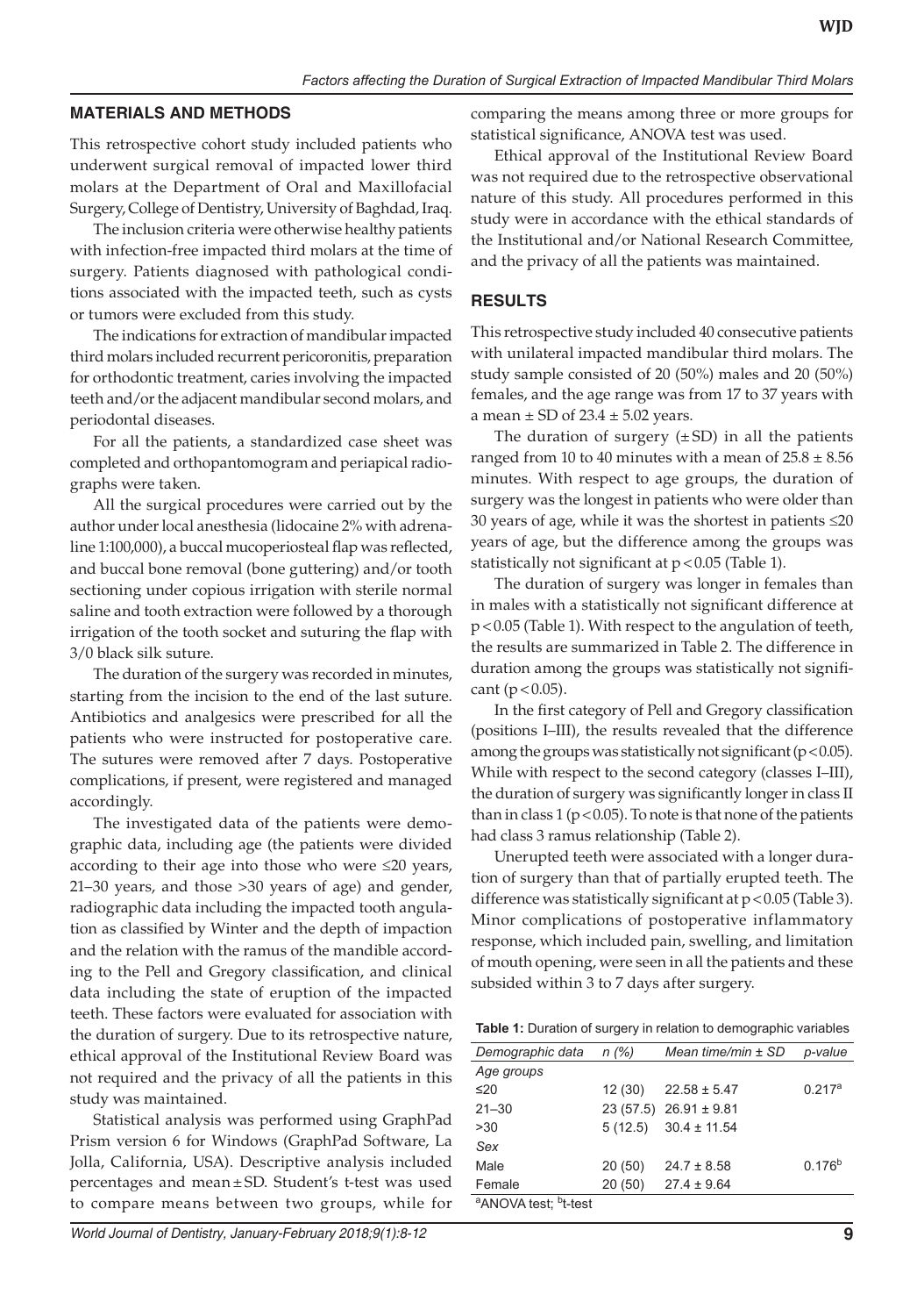## MATERIALS AND METHODS

This retrospective cohort study included patients who underwent surgical removal of impacted lower third molars at the Department of Oral and Maxillofacial Surgery, College of Dentistry, University of Baghdad, Iraq.

The inclusion criteria were otherwise healthy patients with infection-free impacted third molars at the time of surgery. Patients diagnosed with pathological conditions associated with the impacted teeth, such as cysts or tumors were excluded from this study.

The indications for extraction of mandibular impacted third molars included recurrent pericoronitis, preparation for orthodontic treatment, caries involving the impacted teeth and/or the adjacent mandibular second molars, and periodontal diseases.

For all the patients, a standardized case sheet was completed and orthopantomogram and periapical radiographs were taken.

All the surgical procedures were carried out by the author under local anesthesia (lidocaine 2% with adrenaline 1:100,000), a buccal mucoperiosteal flap was reflected, and buccal bone removal (bone guttering) and/or tooth sectioning under copious irrigation with sterile normal saline and tooth extraction were followed by a thorough irrigation of the tooth socket and suturing the flap with 3/0 black silk suture.

The duration of the surgery was recorded in minutes, starting from the incision to the end of the last suture. Antibiotics and analgesics were prescribed for all the patients who were instructed for postoperative care. The sutures were removed after 7 days. Postoperative complications, if present, were registered and managed accordingly.

The investigated data of the patients were demographic data, including age (the patients were divided according to their age into those who were ≤20 years, 21–30 years, and those >30 years of age) and gender, radiographic data including the impacted tooth angulation as classified by Winter and the depth of impaction and the relation with the ramus of the mandible according to the Pell and Gregory classification, and clinical data including the state of eruption of the impacted teeth. These factors were evaluated for association with the duration of surgery. Due to its retrospective nature, ethical approval of the Institutional Review Board was not required and the privacy of all the patients in this study was maintained.

Statistical analysis was performed using GraphPad Prism version 6 for Windows (GraphPad Software, La Jolla, California, USA). Descriptive analysis included percentages and mean ± SD. Student's t-test was used to compare means between two groups, while for comparing the means among three or more groups for statistical significance, ANOVA test was used.

Ethical approval of the Institutional Review Board was not required due to the retrospective observational nature of this study. All procedures performed in this study were in accordance with the ethical standards of the Institutional and/or National Research Committee, and the privacy of all the patients was maintained.

## RESULTS

This retrospective study included 40 consecutive patients with unilateral impacted mandibular third molars. The study sample consisted of 20 (50%) males and 20 (50%) females, and the age range was from 17 to 37 years with a mean ± SD of 23.4 ± 5.02 years.

The duration of surgery (± SD) in all the patients ranged from 10 to 40 minutes with a mean of 25.8 ± 8.56 minutes. With respect to age groups, the duration of surgery was the longest in patients who were older than 30 years of age, while it was the shortest in patients ≤20 years of age, but the difference among the groups was statistically not significant at $p < 0.05$ (Table 1).

The duration of surgery was longer in females than in males with a statistically not significant difference at $p < 0.05$ (Table 1). With respect to the angulation of teeth, the results are summarized in Table 2. The difference in duration among the groups was statistically not significant ($p < 0.05$).

In the first category of Pell and Gregory classification (positions I–III), the results revealed that the difference among the groups was statistically not significant ($p < 0.05$). While with respect to the second category (classes I–III), the duration of surgery was significantly longer in class II than in class 1 ($p < 0.05$). To note is that none of the patients had class 3 ramus relationship (Table 2).

Unerupted teeth were associated with a longer duration of surgery than that of partially erupted teeth. The difference was statistically significant at $p < 0.05$ (Table 3). Minor complications of postoperative inflammatory response, which included pain, swelling, and limitation of mouth opening, were seen in all the patients and these subsided within 3 to 7 days after surgery.

**Table 1:** Duration of surgery in relation to demographic variables

| *Demographic data* | *n (%)* | *Mean time/min ± SD* | *p-value* |
|---|---|---|---|
| *Age groups* | | | |
| ≤20 | 12 (30) | 22.58 ± 5.47 | 0.217[a] |
| 21–30 | 23 (57.5) | 26.91 ± 9.81 | |
| >30 | 5 (12.5) | 30.4 ± 11.54 | |
| *Sex* | | | |
| Male | 20 (50) | 24.7 ± 8.58 | 0.176[b] |
| Female | 20 (50) | 27.4 ± 9.64 | |

[a]ANOVA test; [b]t-test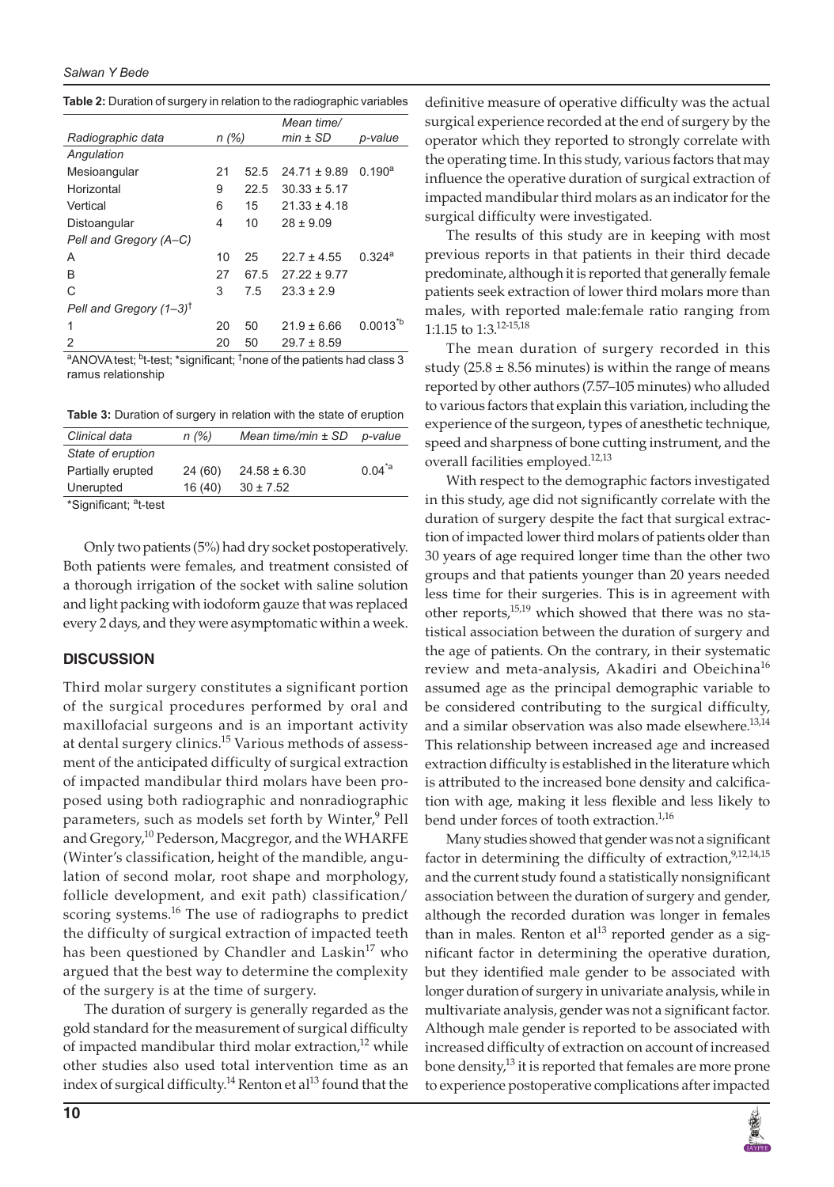**Table 2:** Duration of surgery in relation to the radiographic variables

| *Radiographic data* | *n (%)* | | *Mean time/ min ± SD* | *p-value* |
|---|---|---|---|---|
| *Angulation* | | | | |
| Mesioangular | 21 | 52.5 | 24.71 ± 9.89 | 0.190[a] |
| Horizontal | 9 | 22.5 | 30.33 ± 5.17 | |
| Vertical | 6 | 15 | 21.33 ± 4.18 | |
| Distoangular | 4 | 10 | 28 ± 9.09 | |
| *Pell and Gregory (A–C)* | | | | |
| A | 10 | 25 | 22.7 ± 4.55 | 0.324[a] |
| B | 27 | 67.5 | 27.22 ± 9.77 | |
| C | 3 | 7.5 | 23.3 ± 2.9 | |
| *Pell and Gregory (1–3)*[†] | | | | |
| 1 | 20 | 50 | 21.9 ± 6.66 | 0.0013[*b] |
| 2 | 20 | 50 | 29.7 ± 8.59 | |

[a]ANOVA test; [b]t-test; *significant; [†]none of the patients had class 3 ramus relationship

**Table 3:** Duration of surgery in relation with the state of eruption

| *Clinical data* | *n (%)* | *Mean time/min ± SD* | *p-value* |
|---|---|---|---|
| *State of eruption* | | | |
| Partially erupted | 24 (60) | 24.58 ± 6.30 | 0.04[*a] |
| Unerupted | 16 (40) | 30 ± 7.52 | |

*Significant; [a]t-test

Only two patients (5%) had dry socket postoperatively. Both patients were females, and treatment consisted of a thorough irrigation of the socket with saline solution and light packing with iodoform gauze that was replaced every 2 days, and they were asymptomatic within a week.

## DISCUSSION

Third molar surgery constitutes a significant portion of the surgical procedures performed by oral and maxillofacial surgeons and is an important activity at dental surgery clinics.[15] Various methods of assessment of the anticipated difficulty of surgical extraction of impacted mandibular third molars have been proposed using both radiographic and nonradiographic parameters, such as models set forth by Winter,[9] Pell and Gregory,[10] Pederson, Macgregor, and the WHARFE (Winter's classification, height of the mandible, angulation of second molar, root shape and morphology, follicle development, and exit path) classification/ scoring systems.[16] The use of radiographs to predict the difficulty of surgical extraction of impacted teeth has been questioned by Chandler and Laskin[17] who argued that the best way to determine the complexity of the surgery is at the time of surgery.

The duration of surgery is generally regarded as the gold standard for the measurement of surgical difficulty of impacted mandibular third molar extraction,[12] while other studies also used total intervention time as an index of surgical difficulty.[14] Renton et al[13] found that the definitive measure of operative difficulty was the actual surgical experience recorded at the end of surgery by the operator which they reported to strongly correlate with the operating time. In this study, various factors that may influence the operative duration of surgical extraction of impacted mandibular third molars as an indicator for the surgical difficulty were investigated.

The results of this study are in keeping with most previous reports in that patients in their third decade predominate, although it is reported that generally female patients seek extraction of lower third molars more than males, with reported male:female ratio ranging from 1:1.15 to 1:3.[12-15,18]

The mean duration of surgery recorded in this study (25.8 ± 8.56 minutes) is within the range of means reported by other authors (7.57–105 minutes) who alluded to various factors that explain this variation, including the experience of the surgeon, types of anesthetic technique, speed and sharpness of bone cutting instrument, and the overall facilities employed.[12,13]

With respect to the demographic factors investigated in this study, age did not significantly correlate with the duration of surgery despite the fact that surgical extraction of impacted lower third molars of patients older than 30 years of age required longer time than the other two groups and that patients younger than 20 years needed less time for their surgeries. This is in agreement with other reports,[15,19] which showed that there was no statistical association between the duration of surgery and the age of patients. On the contrary, in their systematic review and meta-analysis, Akadiri and Obeichina[16] assumed age as the principal demographic variable to be considered contributing to the surgical difficulty, and a similar observation was also made elsewhere.[13,14] This relationship between increased age and increased extraction difficulty is established in the literature which is attributed to the increased bone density and calcification with age, making it less flexible and less likely to bend under forces of tooth extraction.[1,16]

Many studies showed that gender was not a significant factor in determining the difficulty of extraction,[9,12,14,15] and the current study found a statistically nonsignificant association between the duration of surgery and gender, although the recorded duration was longer in females than in males. Renton et al[13] reported gender as a significant factor in determining the operative duration, but they identified male gender to be associated with longer duration of surgery in univariate analysis, while in multivariate analysis, gender was not a significant factor. Although male gender is reported to be associated with increased difficulty of extraction on account of increased bone density,[13] it is reported that females are more prone to experience postoperative complications after impacted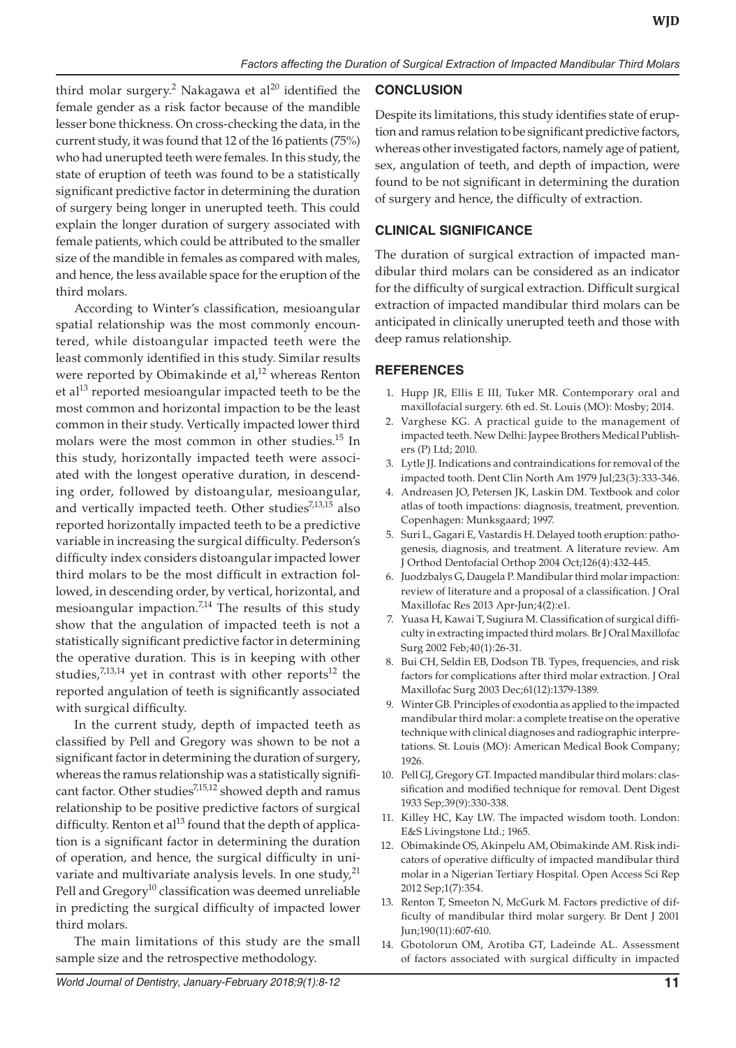third molar surgery.[2] Nakagawa et al[20] identified the female gender as a risk factor because of the mandible lesser bone thickness. On cross-checking the data, in the current study, it was found that 12 of the 16 patients (75%) who had unerupted teeth were females. In this study, the state of eruption of teeth was found to be a statistically significant predictive factor in determining the duration of surgery being longer in unerupted teeth. This could explain the longer duration of surgery associated with female patients, which could be attributed to the smaller size of the mandible in females as compared with males, and hence, the less available space for the eruption of the third molars.

According to Winter's classification, mesioangular spatial relationship was the most commonly encountered, while distoangular impacted teeth were the least commonly identified in this study. Similar results were reported by Obimakinde et al,[12] whereas Renton et al[13] reported mesioangular impacted teeth to be the most common and horizontal impaction to be the least common in their study. Vertically impacted lower third molars were the most common in other studies.[15] In this study, horizontally impacted teeth were associated with the longest operative duration, in descending order, followed by distoangular, mesioangular, and vertically impacted teeth. Other studies[7,13,15] also reported horizontally impacted teeth to be a predictive variable in increasing the surgical difficulty. Pederson's difficulty index considers distoangular impacted lower third molars to be the most difficult in extraction followed, in descending order, by vertical, horizontal, and mesioangular impaction.[7,14] The results of this study show that the angulation of impacted teeth is not a statistically significant predictive factor in determining the operative duration. This is in keeping with other studies,[7,13,14] yet in contrast with other reports[12] the reported angulation of teeth is significantly associated with surgical difficulty.

In the current study, depth of impacted teeth as classified by Pell and Gregory was shown to be not a significant factor in determining the duration of surgery, whereas the ramus relationship was a statistically significant factor. Other studies[7,15,12] showed depth and ramus relationship to be positive predictive factors of surgical difficulty. Renton et al[13] found that the depth of application is a significant factor in determining the duration of operation, and hence, the surgical difficulty in univariate and multivariate analysis levels. In one study,[21] Pell and Gregory[10] classification was deemed unreliable in predicting the surgical difficulty of impacted lower third molars.

The main limitations of this study are the small sample size and the retrospective methodology.

## CONCLUSION

Despite its limitations, this study identifies state of eruption and ramus relation to be significant predictive factors, whereas other investigated factors, namely age of patient, sex, angulation of teeth, and depth of impaction, were found to be not significant in determining the duration of surgery and hence, the difficulty of extraction.

## CLINICAL SIGNIFICANCE

The duration of surgical extraction of impacted mandibular third molars can be considered as an indicator for the difficulty of surgical extraction. Difficult surgical extraction of impacted mandibular third molars can be anticipated in clinically unerupted teeth and those with deep ramus relationship.

## REFERENCES

1. Hupp JR, Ellis E III, Tuker MR. Contemporary oral and maxillofacial surgery. 6th ed. St. Louis (MO): Mosby; 2014.
2. Varghese KG. A practical guide to the management of impacted teeth. New Delhi: Jaypee Brothers Medical Publishers (P) Ltd; 2010.
3. Lytle JJ. Indications and contraindications for removal of the impacted tooth. Dent Clin North Am 1979 Jul;23(3):333-346.
4. Andreasen JO, Petersen JK, Laskin DM. Textbook and color atlas of tooth impactions: diagnosis, treatment, prevention. Copenhagen: Munksgaard; 1997.
5. Suri L, Gagari E, Vastardis H. Delayed tooth eruption: pathogenesis, diagnosis, and treatment. A literature review. Am J Orthod Dentofacial Orthop 2004 Oct;126(4):432-445.
6. Juodzbalys G, Daugela P. Mandibular third molar impaction: review of literature and a proposal of a classification. J Oral Maxillofac Res 2013 Apr-Jun;4(2):e1.
7. Yuasa H, Kawai T, Sugiura M. Classification of surgical difficulty in extracting impacted third molars. Br J Oral Maxillofac Surg 2002 Feb;40(1):26-31.
8. Bui CH, Seldin EB, Dodson TB. Types, frequencies, and risk factors for complications after third molar extraction. J Oral Maxillofac Surg 2003 Dec;61(12):1379-1389.
9. Winter GB. Principles of exodontia as applied to the impacted mandibular third molar: a complete treatise on the operative technique with clinical diagnoses and radiographic interpretations. St. Louis (MO): American Medical Book Company; 1926.
10. Pell GJ, Gregory GT. Impacted mandibular third molars: classification and modified technique for removal. Dent Digest 1933 Sep;39(9):330-338.
11. Killey HC, Kay LW. The impacted wisdom tooth. London: E&S Livingstone Ltd.; 1965.
12. Obimakinde OS, Akinpelu AM, Obimakinde AM. Risk indicators of operative difficulty of impacted mandibular third molar in a Nigerian Tertiary Hospital. Open Access Sci Rep 2012 Sep;1(7):354.
13. Renton T, Smeeton N, McGurk M. Factors predictive of difficulty of mandibular third molar surgery. Br Dent J 2001 Jun;190(11):607-610.
14. Gbotolorun OM, Arotiba GT, Ladeinde AL. Assessment of factors associated with surgical difficulty in impacted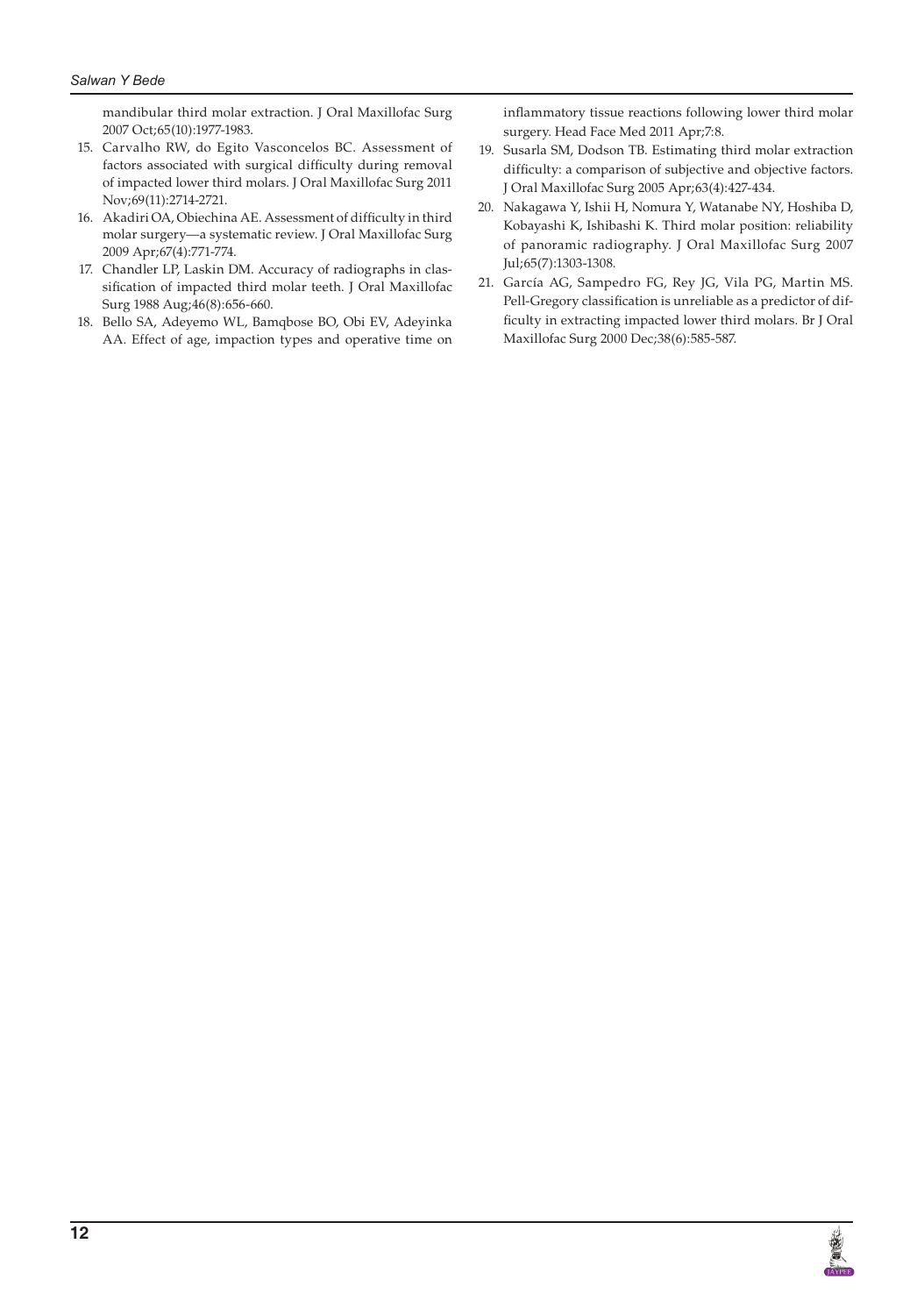mandibular third molar extraction. J Oral Maxillofac Surg 2007 Oct;65(10):1977-1983.

15. Carvalho RW, do Egito Vasconcelos BC. Assessment of factors associated with surgical difficulty during removal of impacted lower third molars. J Oral Maxillofac Surg 2011 Nov;69(11):2714-2721.
16. Akadiri OA, Obiechina AE. Assessment of difficulty in third molar surgery—a systematic review. J Oral Maxillofac Surg 2009 Apr;67(4):771-774.
17. Chandler LP, Laskin DM. Accuracy of radiographs in classification of impacted third molar teeth. J Oral Maxillofac Surg 1988 Aug;46(8):656-660.
18. Bello SA, Adeyemo WL, Bamqbose BO, Obi EV, Adeyinka AA. Effect of age, impaction types and operative time on inflammatory tissue reactions following lower third molar surgery. Head Face Med 2011 Apr;7:8.
19. Susarla SM, Dodson TB. Estimating third molar extraction difficulty: a comparison of subjective and objective factors. J Oral Maxillofac Surg 2005 Apr;63(4):427-434.
20. Nakagawa Y, Ishii H, Nomura Y, Watanabe NY, Hoshiba D, Kobayashi K, Ishibashi K. Third molar position: reliability of panoramic radiography. J Oral Maxillofac Surg 2007 Jul;65(7):1303-1308.
21. García AG, Sampedro FG, Rey JG, Vila PG, Martin MS. Pell-Gregory classification is unreliable as a predictor of difficulty in extracting impacted lower third molars. Br J Oral Maxillofac Surg 2000 Dec;38(6):585-587.